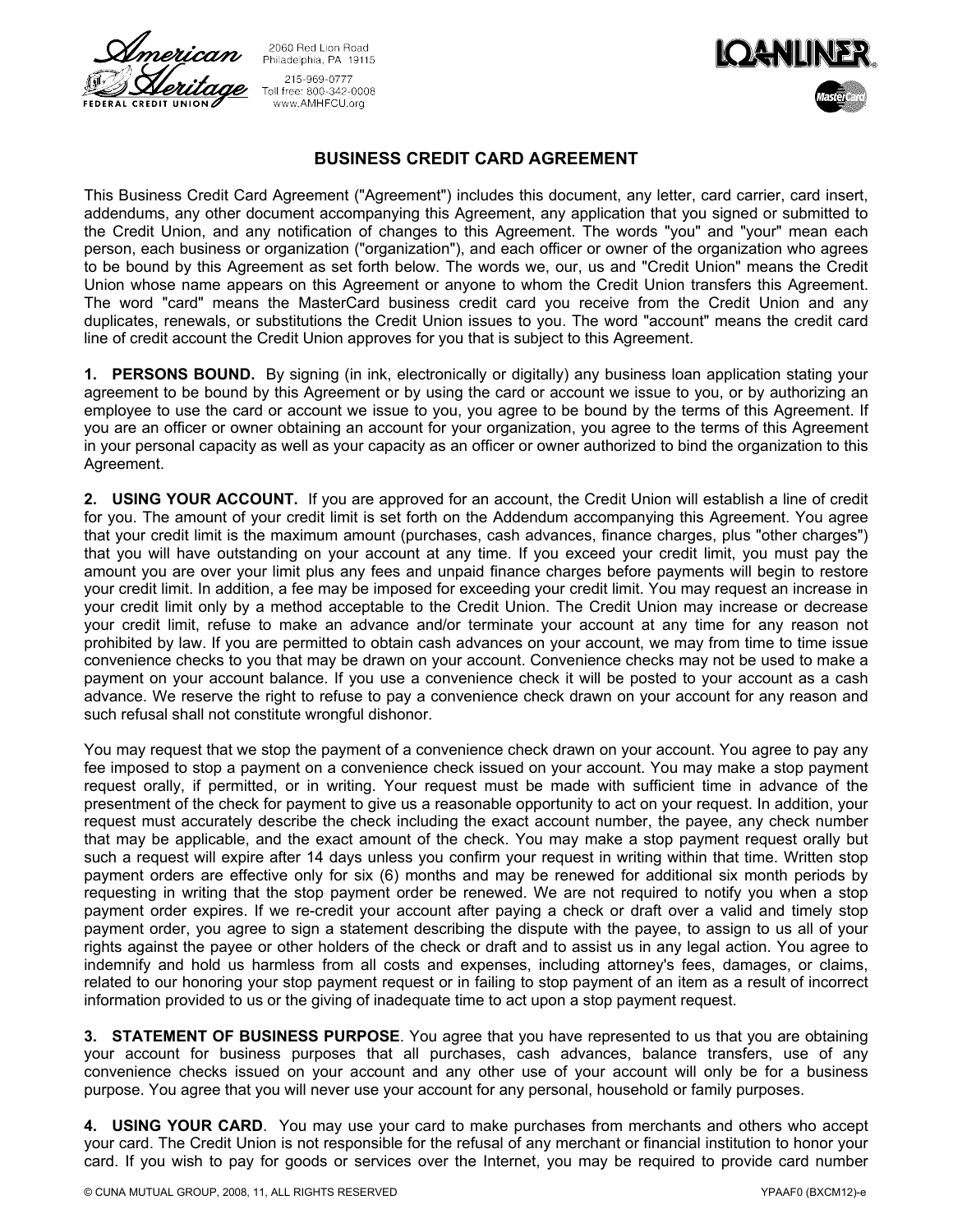American Heritage FEDERAL CREDIT UNION

2060 Red Lion Road
Philadelphia, PA 19115
215-969-0777
Toll free: 800-342-0008
www.AMHFCU.org

LOANLINER®

# BUSINESS CREDIT CARD AGREEMENT

This Business Credit Card Agreement ("Agreement") includes this document, any letter, card carrier, card insert, addendums, any other document accompanying this Agreement, any application that you signed or submitted to the Credit Union, and any notification of changes to this Agreement. The words "you" and "your" mean each person, each business or organization ("organization"), and each officer or owner of the organization who agrees to be bound by this Agreement as set forth below. The words we, our, us and "Credit Union" means the Credit Union whose name appears on this Agreement or anyone to whom the Credit Union transfers this Agreement. The word "card" means the MasterCard business credit card you receive from the Credit Union and any duplicates, renewals, or substitutions the Credit Union issues to you. The word "account" means the credit card line of credit account the Credit Union approves for you that is subject to this Agreement.

**1. PERSONS BOUND.** By signing (in ink, electronically or digitally) any business loan application stating your agreement to be bound by this Agreement or by using the card or account we issue to you, or by authorizing an employee to use the card or account we issue to you, you agree to be bound by the terms of this Agreement. If you are an officer or owner obtaining an account for your organization, you agree to the terms of this Agreement in your personal capacity as well as your capacity as an officer or owner authorized to bind the organization to this Agreement.

**2. USING YOUR ACCOUNT.** If you are approved for an account, the Credit Union will establish a line of credit for you. The amount of your credit limit is set forth on the Addendum accompanying this Agreement. You agree that your credit limit is the maximum amount (purchases, cash advances, finance charges, plus "other charges") that you will have outstanding on your account at any time. If you exceed your credit limit, you must pay the amount you are over your limit plus any fees and unpaid finance charges before payments will begin to restore your credit limit. In addition, a fee may be imposed for exceeding your credit limit. You may request an increase in your credit limit only by a method acceptable to the Credit Union. The Credit Union may increase or decrease your credit limit, refuse to make an advance and/or terminate your account at any time for any reason not prohibited by law. If you are permitted to obtain cash advances on your account, we may from time to time issue convenience checks to you that may be drawn on your account. Convenience checks may not be used to make a payment on your account balance. If you use a convenience check it will be posted to your account as a cash advance. We reserve the right to refuse to pay a convenience check drawn on your account for any reason and such refusal shall not constitute wrongful dishonor.

You may request that we stop the payment of a convenience check drawn on your account. You agree to pay any fee imposed to stop a payment on a convenience check issued on your account. You may make a stop payment request orally, if permitted, or in writing. Your request must be made with sufficient time in advance of the presentment of the check for payment to give us a reasonable opportunity to act on your request. In addition, your request must accurately describe the check including the exact account number, the payee, any check number that may be applicable, and the exact amount of the check. You may make a stop payment request orally but such a request will expire after 14 days unless you confirm your request in writing within that time. Written stop payment orders are effective only for six (6) months and may be renewed for additional six month periods by requesting in writing that the stop payment order be renewed. We are not required to notify you when a stop payment order expires. If we re-credit your account after paying a check or draft over a valid and timely stop payment order, you agree to sign a statement describing the dispute with the payee, to assign to us all of your rights against the payee or other holders of the check or draft and to assist us in any legal action. You agree to indemnify and hold us harmless from all costs and expenses, including attorney's fees, damages, or claims, related to our honoring your stop payment request or in failing to stop payment of an item as a result of incorrect information provided to us or the giving of inadequate time to act upon a stop payment request.

**3. STATEMENT OF BUSINESS PURPOSE**. You agree that you have represented to us that you are obtaining your account for business purposes that all purchases, cash advances, balance transfers, use of any convenience checks issued on your account and any other use of your account will only be for a business purpose. You agree that you will never use your account for any personal, household or family purposes.

**4. USING YOUR CARD**. You may use your card to make purchases from merchants and others who accept your card. The Credit Union is not responsible for the refusal of any merchant or financial institution to honor your card. If you wish to pay for goods or services over the Internet, you may be required to provide card number

© CUNA MUTUAL GROUP, 2008, 11, ALL RIGHTS RESERVED YPAAF0 (BXCM12)-e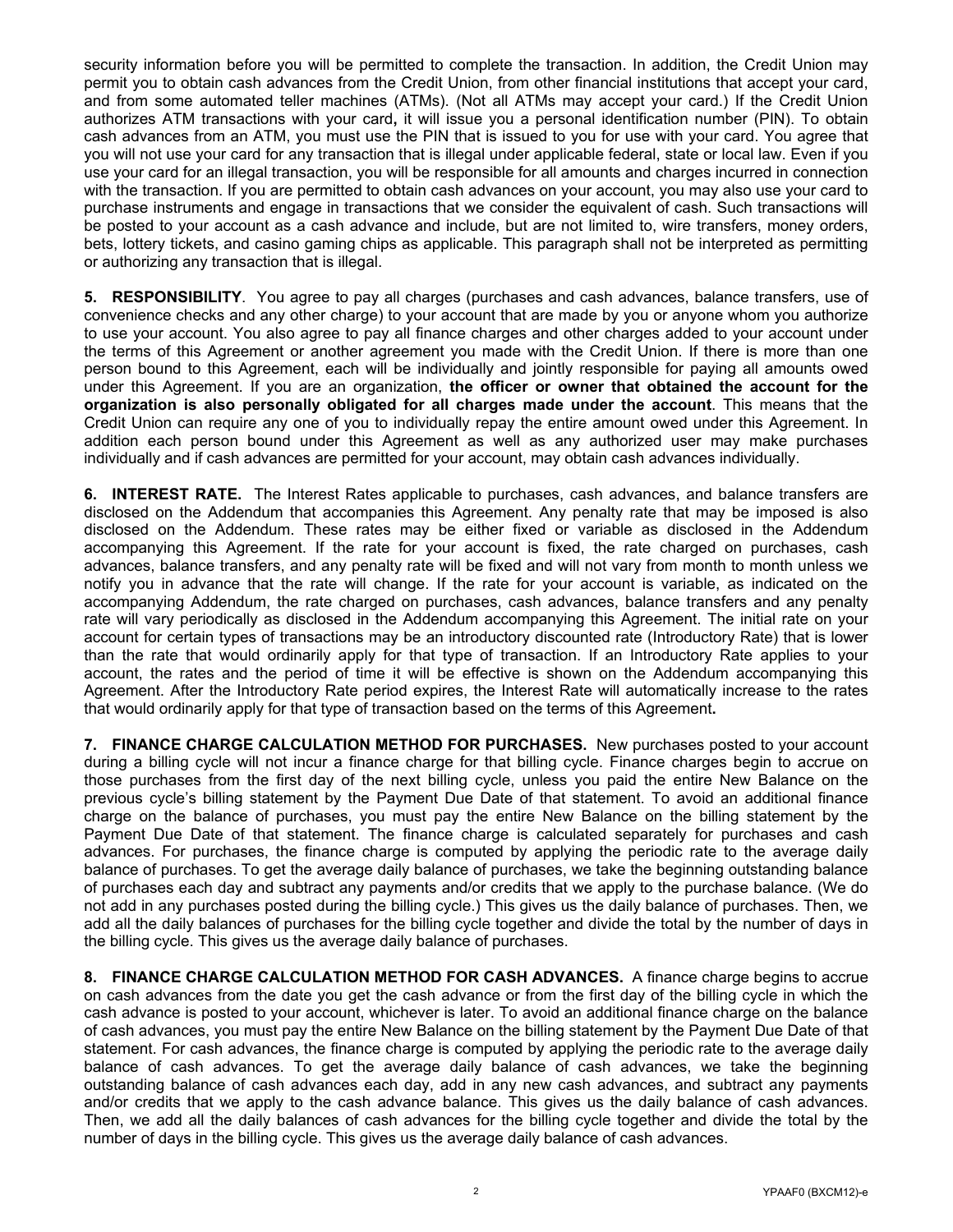security information before you will be permitted to complete the transaction. In addition, the Credit Union may permit you to obtain cash advances from the Credit Union, from other financial institutions that accept your card, and from some automated teller machines (ATMs). (Not all ATMs may accept your card.) If the Credit Union authorizes ATM transactions with your card**,** it will issue you a personal identification number (PIN). To obtain cash advances from an ATM, you must use the PIN that is issued to you for use with your card. You agree that you will not use your card for any transaction that is illegal under applicable federal, state or local law. Even if you use your card for an illegal transaction, you will be responsible for all amounts and charges incurred in connection with the transaction. If you are permitted to obtain cash advances on your account, you may also use your card to purchase instruments and engage in transactions that we consider the equivalent of cash. Such transactions will be posted to your account as a cash advance and include, but are not limited to, wire transfers, money orders, bets, lottery tickets, and casino gaming chips as applicable. This paragraph shall not be interpreted as permitting or authorizing any transaction that is illegal.

**5. RESPONSIBILITY**. You agree to pay all charges (purchases and cash advances, balance transfers, use of convenience checks and any other charge) to your account that are made by you or anyone whom you authorize to use your account. You also agree to pay all finance charges and other charges added to your account under the terms of this Agreement or another agreement you made with the Credit Union. If there is more than one person bound to this Agreement, each will be individually and jointly responsible for paying all amounts owed under this Agreement. If you are an organization, **the officer or owner that obtained the account for the organization is also personally obligated for all charges made under the account**. This means that the Credit Union can require any one of you to individually repay the entire amount owed under this Agreement. In addition each person bound under this Agreement as well as any authorized user may make purchases individually and if cash advances are permitted for your account, may obtain cash advances individually.

**6. INTEREST RATE.** The Interest Rates applicable to purchases, cash advances, and balance transfers are disclosed on the Addendum that accompanies this Agreement. Any penalty rate that may be imposed is also disclosed on the Addendum. These rates may be either fixed or variable as disclosed in the Addendum accompanying this Agreement. If the rate for your account is fixed, the rate charged on purchases, cash advances, balance transfers, and any penalty rate will be fixed and will not vary from month to month unless we notify you in advance that the rate will change. If the rate for your account is variable, as indicated on the accompanying Addendum, the rate charged on purchases, cash advances, balance transfers and any penalty rate will vary periodically as disclosed in the Addendum accompanying this Agreement. The initial rate on your account for certain types of transactions may be an introductory discounted rate (Introductory Rate) that is lower than the rate that would ordinarily apply for that type of transaction. If an Introductory Rate applies to your account, the rates and the period of time it will be effective is shown on the Addendum accompanying this Agreement. After the Introductory Rate period expires, the Interest Rate will automatically increase to the rates that would ordinarily apply for that type of transaction based on the terms of this Agreement**.**

**7. FINANCE CHARGE CALCULATION METHOD FOR PURCHASES.** New purchases posted to your account during a billing cycle will not incur a finance charge for that billing cycle. Finance charges begin to accrue on those purchases from the first day of the next billing cycle, unless you paid the entire New Balance on the previous cycle's billing statement by the Payment Due Date of that statement. To avoid an additional finance charge on the balance of purchases, you must pay the entire New Balance on the billing statement by the Payment Due Date of that statement. The finance charge is calculated separately for purchases and cash advances. For purchases, the finance charge is computed by applying the periodic rate to the average daily balance of purchases. To get the average daily balance of purchases, we take the beginning outstanding balance of purchases each day and subtract any payments and/or credits that we apply to the purchase balance. (We do not add in any purchases posted during the billing cycle.) This gives us the daily balance of purchases. Then, we add all the daily balances of purchases for the billing cycle together and divide the total by the number of days in the billing cycle. This gives us the average daily balance of purchases.

**8. FINANCE CHARGE CALCULATION METHOD FOR CASH ADVANCES.** A finance charge begins to accrue on cash advances from the date you get the cash advance or from the first day of the billing cycle in which the cash advance is posted to your account, whichever is later. To avoid an additional finance charge on the balance of cash advances, you must pay the entire New Balance on the billing statement by the Payment Due Date of that statement. For cash advances, the finance charge is computed by applying the periodic rate to the average daily balance of cash advances. To get the average daily balance of cash advances, we take the beginning outstanding balance of cash advances each day, add in any new cash advances, and subtract any payments and/or credits that we apply to the cash advance balance. This gives us the daily balance of cash advances. Then, we add all the daily balances of cash advances for the billing cycle together and divide the total by the number of days in the billing cycle. This gives us the average daily balance of cash advances.

YPAAF0 (BXCM12)-e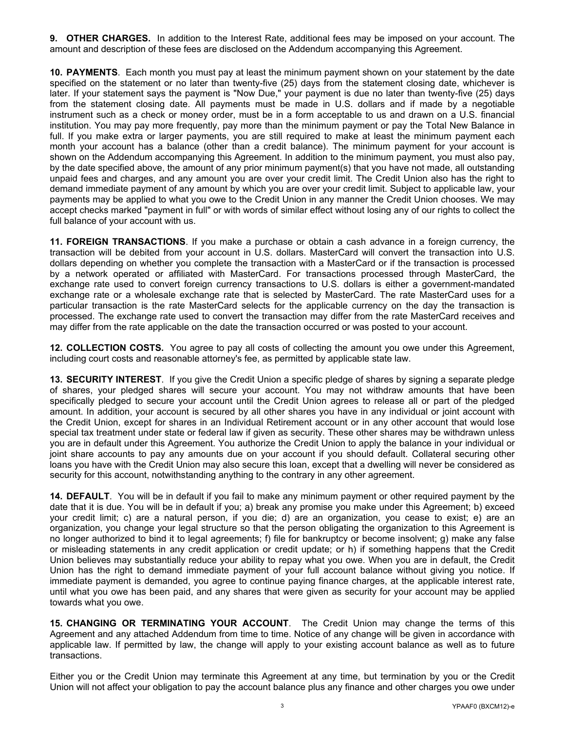**9. OTHER CHARGES.** In addition to the Interest Rate, additional fees may be imposed on your account. The amount and description of these fees are disclosed on the Addendum accompanying this Agreement.

**10. PAYMENTS**. Each month you must pay at least the minimum payment shown on your statement by the date specified on the statement or no later than twenty-five (25) days from the statement closing date, whichever is later. If your statement says the payment is "Now Due," your payment is due no later than twenty-five (25) days from the statement closing date. All payments must be made in U.S. dollars and if made by a negotiable instrument such as a check or money order, must be in a form acceptable to us and drawn on a U.S. financial institution. You may pay more frequently, pay more than the minimum payment or pay the Total New Balance in full. If you make extra or larger payments, you are still required to make at least the minimum payment each month your account has a balance (other than a credit balance). The minimum payment for your account is shown on the Addendum accompanying this Agreement. In addition to the minimum payment, you must also pay, by the date specified above, the amount of any prior minimum payment(s) that you have not made, all outstanding unpaid fees and charges, and any amount you are over your credit limit. The Credit Union also has the right to demand immediate payment of any amount by which you are over your credit limit. Subject to applicable law, your payments may be applied to what you owe to the Credit Union in any manner the Credit Union chooses. We may accept checks marked "payment in full" or with words of similar effect without losing any of our rights to collect the full balance of your account with us.

**11. FOREIGN TRANSACTIONS**. If you make a purchase or obtain a cash advance in a foreign currency, the transaction will be debited from your account in U.S. dollars. MasterCard will convert the transaction into U.S. dollars depending on whether you complete the transaction with a MasterCard or if the transaction is processed by a network operated or affiliated with MasterCard. For transactions processed through MasterCard, the exchange rate used to convert foreign currency transactions to U.S. dollars is either a government-mandated exchange rate or a wholesale exchange rate that is selected by MasterCard. The rate MasterCard uses for a particular transaction is the rate MasterCard selects for the applicable currency on the day the transaction is processed. The exchange rate used to convert the transaction may differ from the rate MasterCard receives and may differ from the rate applicable on the date the transaction occurred or was posted to your account.

**12. COLLECTION COSTS.** You agree to pay all costs of collecting the amount you owe under this Agreement, including court costs and reasonable attorney's fee, as permitted by applicable state law.

**13. SECURITY INTEREST**. If you give the Credit Union a specific pledge of shares by signing a separate pledge of shares, your pledged shares will secure your account. You may not withdraw amounts that have been specifically pledged to secure your account until the Credit Union agrees to release all or part of the pledged amount. In addition, your account is secured by all other shares you have in any individual or joint account with the Credit Union, except for shares in an Individual Retirement account or in any other account that would lose special tax treatment under state or federal law if given as security. These other shares may be withdrawn unless you are in default under this Agreement. You authorize the Credit Union to apply the balance in your individual or joint share accounts to pay any amounts due on your account if you should default. Collateral securing other loans you have with the Credit Union may also secure this loan, except that a dwelling will never be considered as security for this account, notwithstanding anything to the contrary in any other agreement.

**14. DEFAULT**. You will be in default if you fail to make any minimum payment or other required payment by the date that it is due. You will be in default if you; a) break any promise you make under this Agreement; b) exceed your credit limit; c) are a natural person, if you die; d) are an organization, you cease to exist; e) are an organization, you change your legal structure so that the person obligating the organization to this Agreement is no longer authorized to bind it to legal agreements; f) file for bankruptcy or become insolvent; g) make any false or misleading statements in any credit application or credit update; or h) if something happens that the Credit Union believes may substantially reduce your ability to repay what you owe. When you are in default, the Credit Union has the right to demand immediate payment of your full account balance without giving you notice. If immediate payment is demanded, you agree to continue paying finance charges, at the applicable interest rate, until what you owe has been paid, and any shares that were given as security for your account may be applied towards what you owe.

**15. CHANGING OR TERMINATING YOUR ACCOUNT**. The Credit Union may change the terms of this Agreement and any attached Addendum from time to time. Notice of any change will be given in accordance with applicable law. If permitted by law, the change will apply to your existing account balance as well as to future transactions.

Either you or the Credit Union may terminate this Agreement at any time, but termination by you or the Credit Union will not affect your obligation to pay the account balance plus any finance and other charges you owe under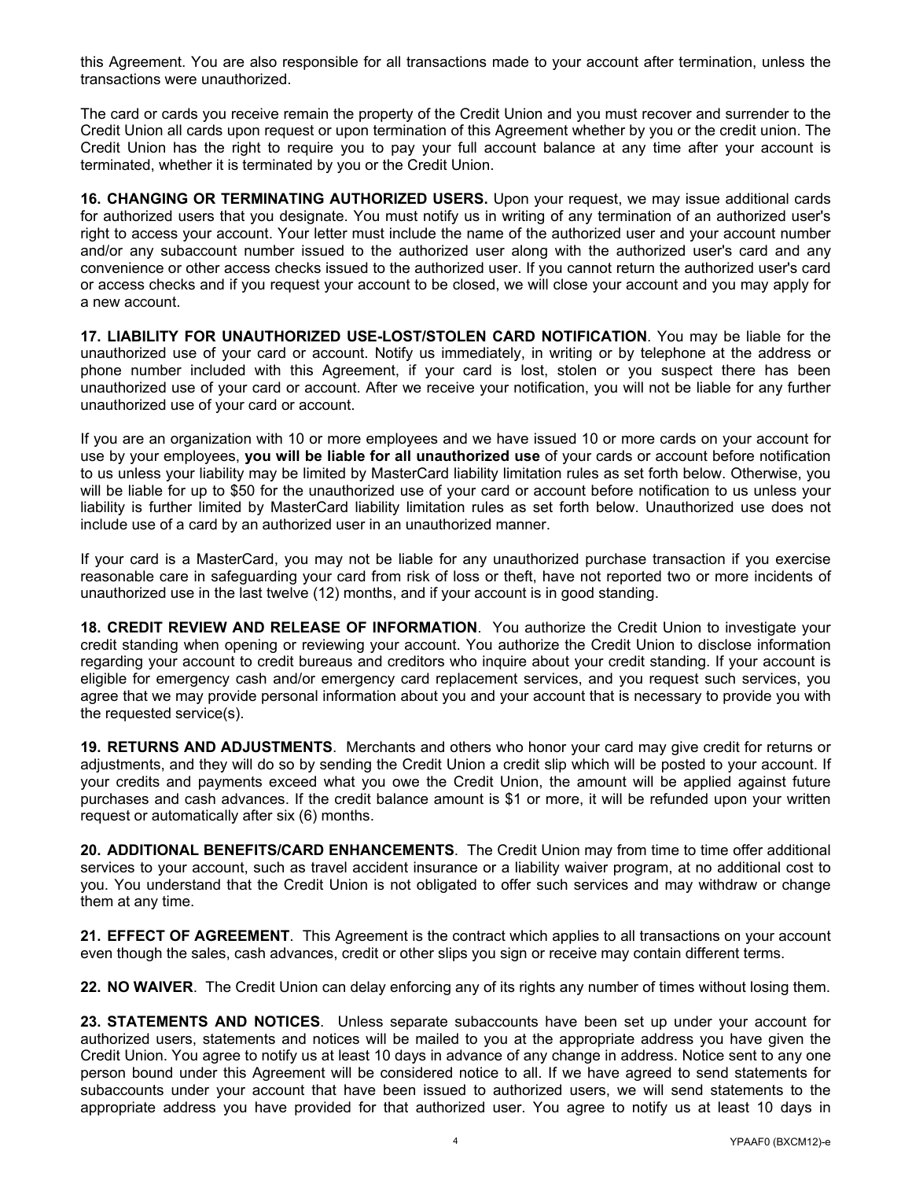this Agreement. You are also responsible for all transactions made to your account after termination, unless the transactions were unauthorized.

The card or cards you receive remain the property of the Credit Union and you must recover and surrender to the Credit Union all cards upon request or upon termination of this Agreement whether by you or the credit union. The Credit Union has the right to require you to pay your full account balance at any time after your account is terminated, whether it is terminated by you or the Credit Union.

**16. CHANGING OR TERMINATING AUTHORIZED USERS.** Upon your request, we may issue additional cards for authorized users that you designate. You must notify us in writing of any termination of an authorized user's right to access your account. Your letter must include the name of the authorized user and your account number and/or any subaccount number issued to the authorized user along with the authorized user's card and any convenience or other access checks issued to the authorized user. If you cannot return the authorized user's card or access checks and if you request your account to be closed, we will close your account and you may apply for a new account.

**17. LIABILITY FOR UNAUTHORIZED USE-LOST/STOLEN CARD NOTIFICATION**. You may be liable for the unauthorized use of your card or account. Notify us immediately, in writing or by telephone at the address or phone number included with this Agreement, if your card is lost, stolen or you suspect there has been unauthorized use of your card or account. After we receive your notification, you will not be liable for any further unauthorized use of your card or account.

If you are an organization with 10 or more employees and we have issued 10 or more cards on your account for use by your employees, **you will be liable for all unauthorized use** of your cards or account before notification to us unless your liability may be limited by MasterCard liability limitation rules as set forth below. Otherwise, you will be liable for up to $50 for the unauthorized use of your card or account before notification to us unless your liability is further limited by MasterCard liability limitation rules as set forth below. Unauthorized use does not include use of a card by an authorized user in an unauthorized manner.

If your card is a MasterCard, you may not be liable for any unauthorized purchase transaction if you exercise reasonable care in safeguarding your card from risk of loss or theft, have not reported two or more incidents of unauthorized use in the last twelve (12) months, and if your account is in good standing.

**18. CREDIT REVIEW AND RELEASE OF INFORMATION**. You authorize the Credit Union to investigate your credit standing when opening or reviewing your account. You authorize the Credit Union to disclose information regarding your account to credit bureaus and creditors who inquire about your credit standing. If your account is eligible for emergency cash and/or emergency card replacement services, and you request such services, you agree that we may provide personal information about you and your account that is necessary to provide you with the requested service(s).

**19. RETURNS AND ADJUSTMENTS**. Merchants and others who honor your card may give credit for returns or adjustments, and they will do so by sending the Credit Union a credit slip which will be posted to your account. If your credits and payments exceed what you owe the Credit Union, the amount will be applied against future purchases and cash advances. If the credit balance amount is $1 or more, it will be refunded upon your written request or automatically after six (6) months.

**20. ADDITIONAL BENEFITS/CARD ENHANCEMENTS**. The Credit Union may from time to time offer additional services to your account, such as travel accident insurance or a liability waiver program, at no additional cost to you. You understand that the Credit Union is not obligated to offer such services and may withdraw or change them at any time.

**21. EFFECT OF AGREEMENT**. This Agreement is the contract which applies to all transactions on your account even though the sales, cash advances, credit or other slips you sign or receive may contain different terms.

**22. NO WAIVER**. The Credit Union can delay enforcing any of its rights any number of times without losing them.

**23. STATEMENTS AND NOTICES**. Unless separate subaccounts have been set up under your account for authorized users, statements and notices will be mailed to you at the appropriate address you have given the Credit Union. You agree to notify us at least 10 days in advance of any change in address. Notice sent to any one person bound under this Agreement will be considered notice to all. If we have agreed to send statements for subaccounts under your account that have been issued to authorized users, we will send statements to the appropriate address you have provided for that authorized user. You agree to notify us at least 10 days in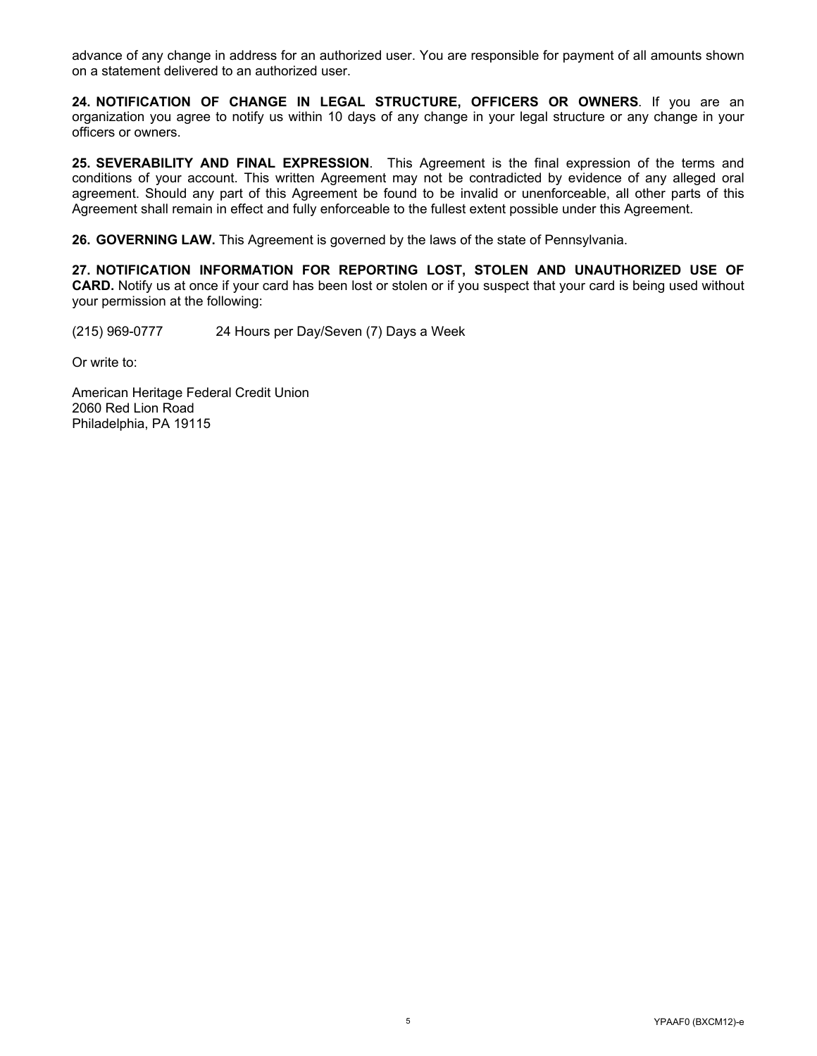advance of any change in address for an authorized user. You are responsible for payment of all amounts shown on a statement delivered to an authorized user.

**24. NOTIFICATION OF CHANGE IN LEGAL STRUCTURE, OFFICERS OR OWNERS**. If you are an organization you agree to notify us within 10 days of any change in your legal structure or any change in your officers or owners.

**25. SEVERABILITY AND FINAL EXPRESSION**. This Agreement is the final expression of the terms and conditions of your account. This written Agreement may not be contradicted by evidence of any alleged oral agreement. Should any part of this Agreement be found to be invalid or unenforceable, all other parts of this Agreement shall remain in effect and fully enforceable to the fullest extent possible under this Agreement.

**26. GOVERNING LAW.** This Agreement is governed by the laws of the state of Pennsylvania.

**27. NOTIFICATION INFORMATION FOR REPORTING LOST, STOLEN AND UNAUTHORIZED USE OF CARD.** Notify us at once if your card has been lost or stolen or if you suspect that your card is being used without your permission at the following:

(215) 969-0777 24 Hours per Day/Seven (7) Days a Week

Or write to:

American Heritage Federal Credit Union
2060 Red Lion Road
Philadelphia, PA 19115

YPAAF0 (BXCM12)-e